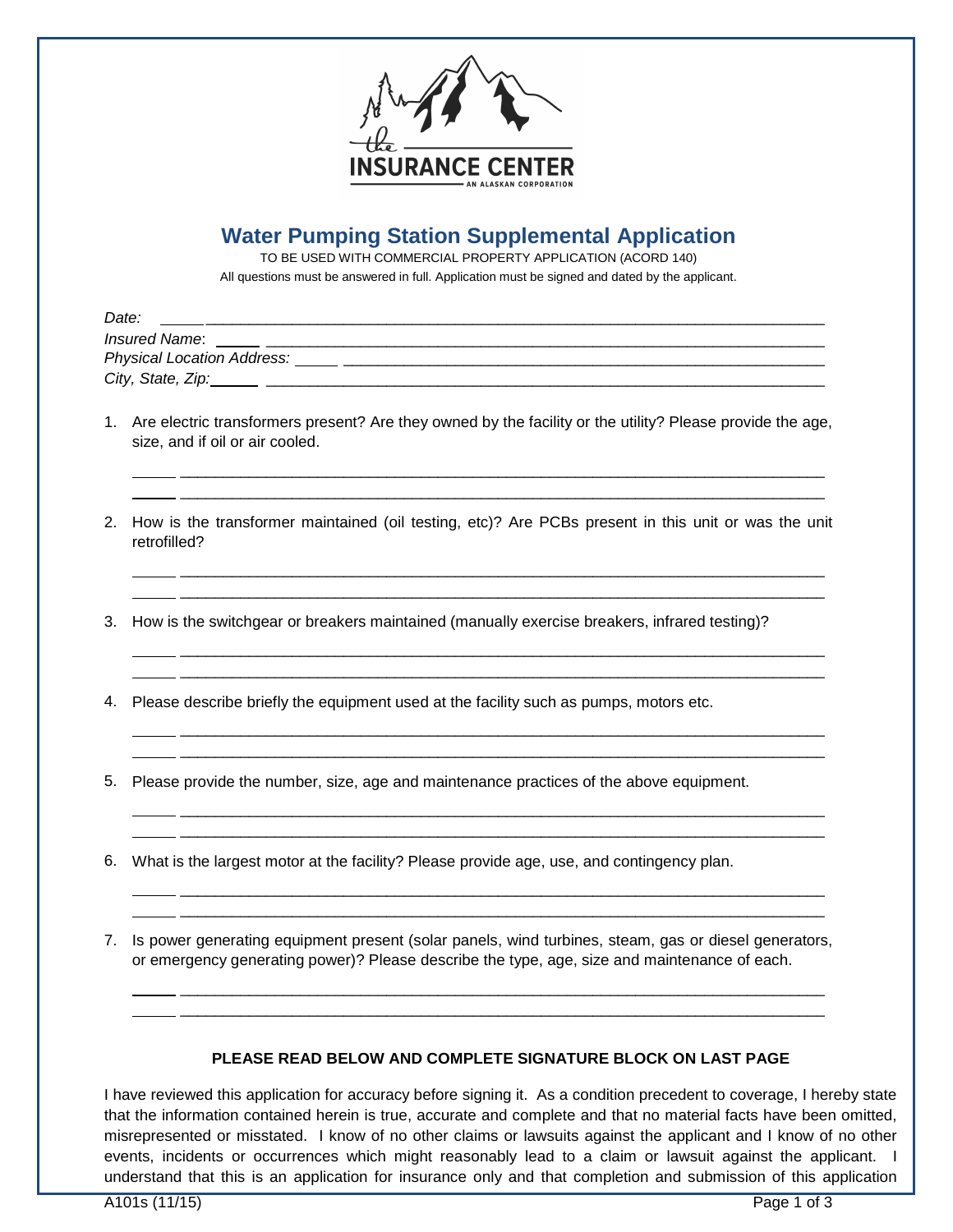# Water Pumping Station Supplemental Application

TO BE USED WITH COMMERCIAL PROPERTY APPLICATION (ACORD 140)

All questions must be answered in full. Application must be signed and dated by the applicant.

*Date:* ______________________________________________________________________

*Insured Name*: ______________________________________________________________

*Physical Location Address:* ___________________________________________________

*City, State, Zip:* ___________________________________________________________

1. Are electric transformers present? Are they owned by the facility or the utility? Please provide the age, size, and if oil or air cooled.

   ______________________________________________________________________________

   ______________________________________________________________________________

2. How is the transformer maintained (oil testing, etc)? Are PCBs present in this unit or was the unit retrofilled?

   ______________________________________________________________________________

   ______________________________________________________________________________

3. How is the switchgear or breakers maintained (manually exercise breakers, infrared testing)?

   ______________________________________________________________________________

   ______________________________________________________________________________

4. Please describe briefly the equipment used at the facility such as pumps, motors etc.

   ______________________________________________________________________________

   ______________________________________________________________________________

5. Please provide the number, size, age and maintenance practices of the above equipment.

   ______________________________________________________________________________

   ______________________________________________________________________________

6. What is the largest motor at the facility? Please provide age, use, and contingency plan.

   ______________________________________________________________________________

   ______________________________________________________________________________

7. Is power generating equipment present (solar panels, wind turbines, steam, gas or diesel generators, or emergency generating power)? Please describe the type, age, size and maintenance of each.

   ______________________________________________________________________________

   ______________________________________________________________________________

**PLEASE READ BELOW AND COMPLETE SIGNATURE BLOCK ON LAST PAGE**

I have reviewed this application for accuracy before signing it. As a condition precedent to coverage, I hereby state that the information contained herein is true, accurate and complete and that no material facts have been omitted, misrepresented or misstated. I know of no other claims or lawsuits against the applicant and I know of no other events, incidents or occurrences which might reasonably lead to a claim or lawsuit against the applicant. I understand that this is an application for insurance only and that completion and submission of this application

A101s (11/15)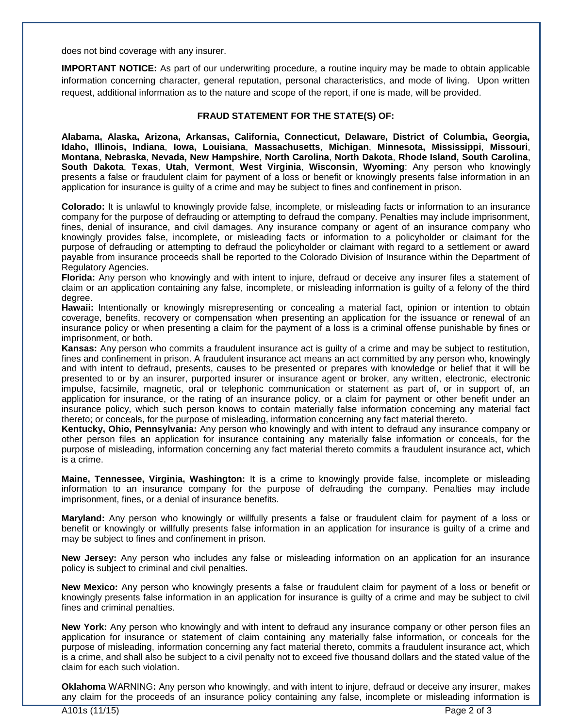does not bind coverage with any insurer.

**IMPORTANT NOTICE:** As part of our underwriting procedure, a routine inquiry may be made to obtain applicable information concerning character, general reputation, personal characteristics, and mode of living. Upon written request, additional information as to the nature and scope of the report, if one is made, will be provided.

## FRAUD STATEMENT FOR THE STATE(S) OF:

**Alabama, Alaska, Arizona, Arkansas, California, Connecticut, Delaware, District of Columbia, Georgia, Idaho, Illinois, Indiana**, **Iowa, Louisiana**, **Massachusetts**, **Michigan**, **Minnesota, Mississippi**, **Missouri**, **Montana**, **Nebraska**, **Nevada, New Hampshire**, **North Carolina**, **North Dakota**, **Rhode Island, South Carolina**, **South Dakota**, **Texas**, **Utah**, **Vermont**, **West Virginia**, **Wisconsin**, **Wyoming**: Any person who knowingly presents a false or fraudulent claim for payment of a loss or benefit or knowingly presents false information in an application for insurance is guilty of a crime and may be subject to fines and confinement in prison.

**Colorado:** It is unlawful to knowingly provide false, incomplete, or misleading facts or information to an insurance company for the purpose of defrauding or attempting to defraud the company. Penalties may include imprisonment, fines, denial of insurance, and civil damages. Any insurance company or agent of an insurance company who knowingly provides false, incomplete, or misleading facts or information to a policyholder or claimant for the purpose of defrauding or attempting to defraud the policyholder or claimant with regard to a settlement or award payable from insurance proceeds shall be reported to the Colorado Division of Insurance within the Department of Regulatory Agencies.

**Florida:** Any person who knowingly and with intent to injure, defraud or deceive any insurer files a statement of claim or an application containing any false, incomplete, or misleading information is guilty of a felony of the third degree.

**Hawaii:** Intentionally or knowingly misrepresenting or concealing a material fact, opinion or intention to obtain coverage, benefits, recovery or compensation when presenting an application for the issuance or renewal of an insurance policy or when presenting a claim for the payment of a loss is a criminal offense punishable by fines or imprisonment, or both.

**Kansas:** Any person who commits a fraudulent insurance act is guilty of a crime and may be subject to restitution, fines and confinement in prison. A fraudulent insurance act means an act committed by any person who, knowingly and with intent to defraud, presents, causes to be presented or prepares with knowledge or belief that it will be presented to or by an insurer, purported insurer or insurance agent or broker, any written, electronic, electronic impulse, facsimile, magnetic, oral or telephonic communication or statement as part of, or in support of, an application for insurance, or the rating of an insurance policy, or a claim for payment or other benefit under an insurance policy, which such person knows to contain materially false information concerning any material fact thereto; or conceals, for the purpose of misleading, information concerning any fact material thereto.

**Kentucky, Ohio, Pennsylvania:** Any person who knowingly and with intent to defraud any insurance company or other person files an application for insurance containing any materially false information or conceals, for the purpose of misleading, information concerning any fact material thereto commits a fraudulent insurance act, which is a crime.

**Maine, Tennessee, Virginia, Washington:** It is a crime to knowingly provide false, incomplete or misleading information to an insurance company for the purpose of defrauding the company. Penalties may include imprisonment, fines, or a denial of insurance benefits.

**Maryland:** Any person who knowingly or willfully presents a false or fraudulent claim for payment of a loss or benefit or knowingly or willfully presents false information in an application for insurance is guilty of a crime and may be subject to fines and confinement in prison.

**New Jersey:** Any person who includes any false or misleading information on an application for an insurance policy is subject to criminal and civil penalties.

**New Mexico:** Any person who knowingly presents a false or fraudulent claim for payment of a loss or benefit or knowingly presents false information in an application for insurance is guilty of a crime and may be subject to civil fines and criminal penalties.

**New York:** Any person who knowingly and with intent to defraud any insurance company or other person files an application for insurance or statement of claim containing any materially false information, or conceals for the purpose of misleading, information concerning any fact material thereto, commits a fraudulent insurance act, which is a crime, and shall also be subject to a civil penalty not to exceed five thousand dollars and the stated value of the claim for each such violation.

**Oklahoma** WARNING**:** Any person who knowingly, and with intent to injure, defraud or deceive any insurer, makes any claim for the proceeds of an insurance policy containing any false, incomplete or misleading information is

A101s (11/15)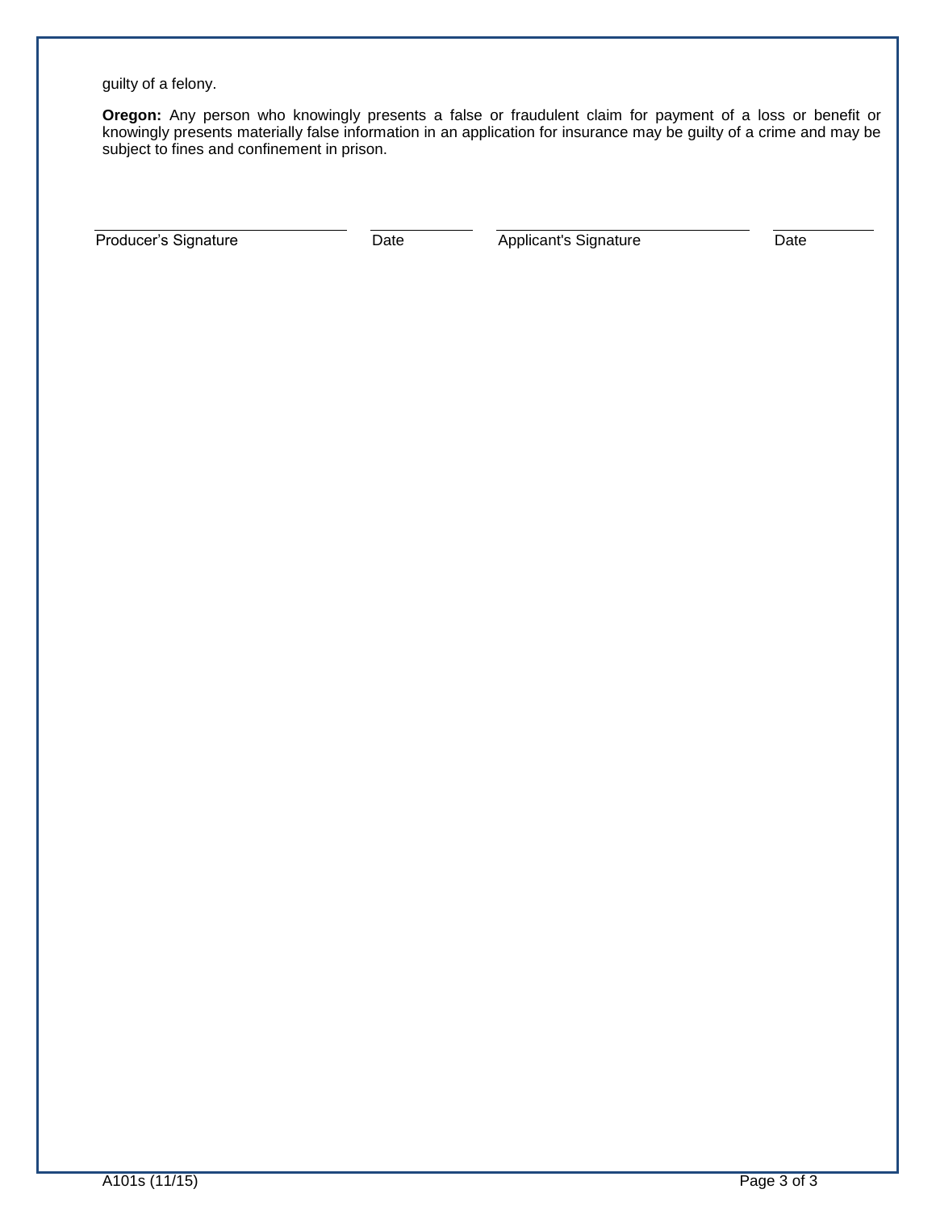guilty of a felony.

**Oregon:** Any person who knowingly presents a false or fraudulent claim for payment of a loss or benefit or knowingly presents materially false information in an application for insurance may be guilty of a crime and may be subject to fines and confinement in prison.

| | | | |
|---|---|---|---|
| Producer's Signature | Date | Applicant's Signature | Date |

A101s (11/15)